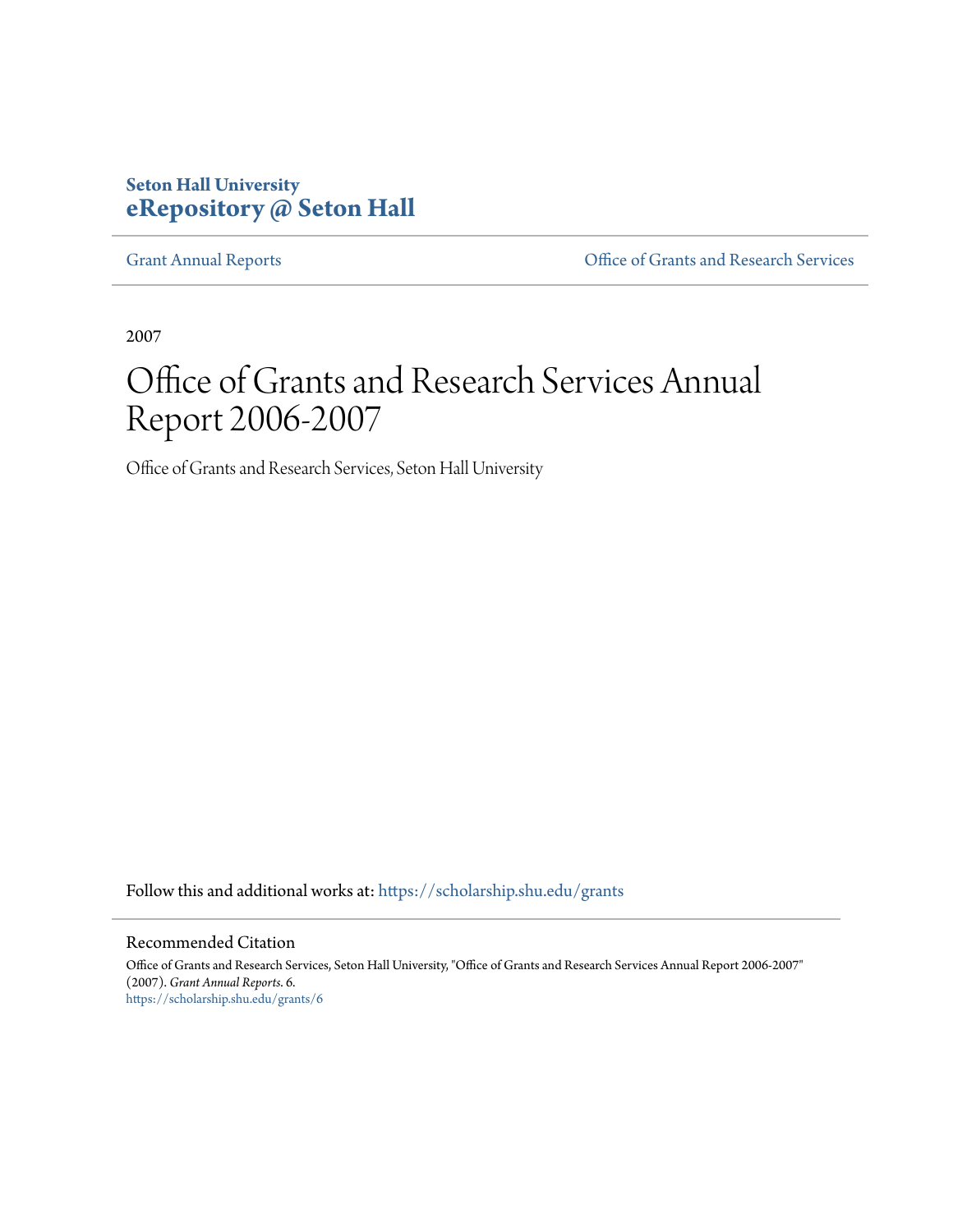**Seton Hall University**
**eRepository @ Seton Hall**

Grant Annual Reports | Office of Grants and Research Services

2007

# Office of Grants and Research Services Annual Report 2006-2007

Office of Grants and Research Services, Seton Hall University

Follow this and additional works at: https://scholarship.shu.edu/grants

## Recommended Citation

Office of Grants and Research Services, Seton Hall University, "Office of Grants and Research Services Annual Report 2006-2007" (2007). *Grant Annual Reports*. 6.
https://scholarship.shu.edu/grants/6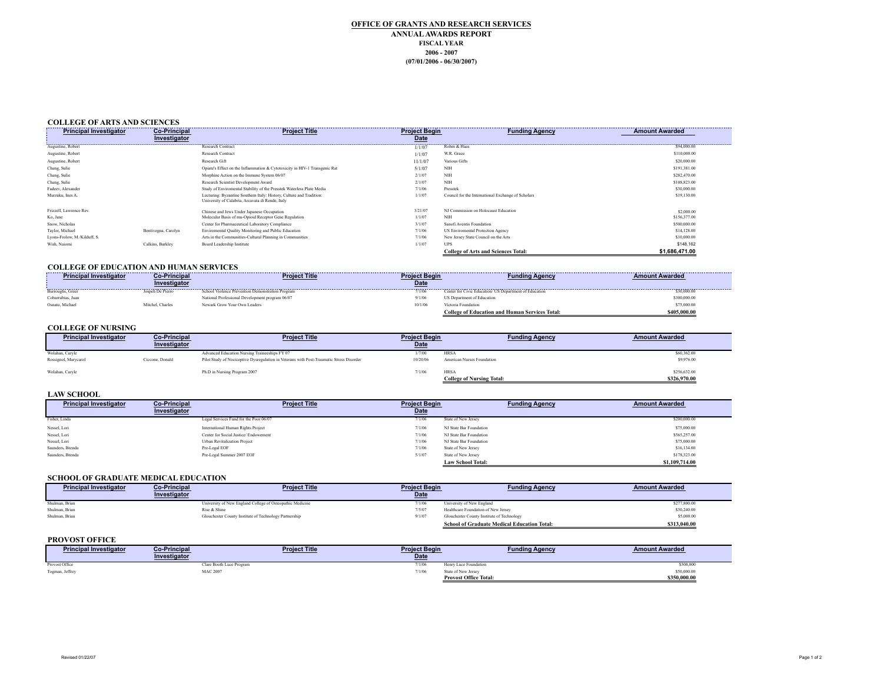# OFFICE OF GRANTS AND RESEARCH SERVICES

**ANNUAL AWARDS REPORT**
**FISCAL YEAR**
**2006 - 2007**
**(07/01/2006 - 06/30/2007)**

## COLLEGE OF ARTS AND SCIENCES

| Principal Investigator | Co-Principal Investigator | Project Title | Project Begin Date | Funding Agency | Amount Awarded |
|---|---|---|---|---|---|
| Augustine, Robert | | Research Contract | 1/1/07 | Rohm & Haas | $94,000.00 |
| Augustine, Robert | | Research Contract | 1/1/07 | W.R. Grace | $110,000.00 |
| Augustine, Robert | | Research Gift | 11/1/07 | Various Gifts | $20,000.00 |
| Chang, Sulie | | Opiate's Effect on the Inflammation & Cytotoxicity in HIV-1 Transgenic Rat | 5/1/07 | NIH | $191,381.00 |
| Chang, Sulie | | Morphine Action on the Immune System 06/07 | 2/1/07 | NIH | $282,470.00 |
| Chang, Sulie | | Research Scientist Development Award | 2/1/07 | NIH | $108,823.00 |
| Fadeev, Alexander | | Study of Enviromental Stability of the Presstek Waterless Plate Media | 7/1/06 | Presstek | $30,000.00 |
| Murzaku, Ines A. | | Lecturing: Byzantine Southern Italy: History, Culture and Tradition: University of Calabria, Arcavata di Rende, Italy | 1/1/07 | Council for the International Exchange of Scholars | $19,130.00 |
| Frizzell, Lawrence Rev. | | Chinese and Jews Under Japanese Occupation | 3/21/07 | NJ Commission on Holocaust Education | $2,000.00 |
| Ko, Jane | | Molecular Basis of mu-Opioid Receptor Gene Regulation | 1/1/07 | NIH | $156,377.00 |
| Snow, Nicholas | | Center for Pharmaceutical Laboratory Compliance | 3/1/07 | Sanofi Aventis Foundation | $500,000.00 |
| Taylor, Michael | Bentivegna, Carolyn | Environmental Quality Monitoring and Public Education | 7/1/06 | US Enviromental Protection Agency | $14,128.00 |
| Lyons-Frolow, M./Kilduff, S. | | Arts in the Communities-Cultural Planning in Communities | 7/1/06 | New Jersey State Council on the Arts | $10,000.00 |
| Wish, Naiomi | Calkins, Barkley | Board Leadership Institute | 1/1/07 | UPS | $148,162 |
| | | | | **College of Arts and Sciences Total:** | **$1,686,471.00** |

## COLLEGE OF EDUCATION AND HUMAN SERVICES

| Principal Investigator | Co-Principal Investigator | Project Title | Project Begin Date | Funding Agency | Amount Awarded |
|---|---|---|---|---|---|
| Burroughs, Greer | Jospeh De Pierro | School Violence Prevention Demonstration Program | 7/1/06 | Center for Civic Education/ US Department of Education | $30,000.00 |
| Cobarrubias, Juan | | National Professional Development program 06/07 | 9/1/06 | US Department of Education | $300,000.00 |
| Osnato, Michael | Mitchel, Charles | Newark Grow Your Own Leaders | 10/1/06 | Victoria Foundation | $75,000.00 |
| | | | | **College of Education and Human Services Total:** | **$405,000.00** |

## COLLEGE OF NURSING

| Principal Investigator | Co-Principal Investigator | Project Title | Project Begin Date | Funding Agency | Amount Awarded |
|---|---|---|---|---|---|
| Wolahan, Caryle | | Advanced Education Nursing Traineeships FY 07 | 1/7/00 | HRSA | $60,362.00 |
| Rossignol, Marycarol | Ciccone, Donald | Pilot Study of Nociceptive Dysregulation in Veterans with Post-Traumatic Stress Disorder | 10/20/06 | American Nurses Foundation | $9,976.00 |
| Wolahan, Caryle | | Ph.D in Nursing Program 2007 | 7/1/06 | HRSA | $256,632.00 |
| | | | | **College of Nursing Total:** | **$326,970.00** |

## LAW SCHOOL

| Principal Investigator | Co-Principal Investigator | Project Title | Project Begin Date | Funding Agency | Amount Awarded |
|---|---|---|---|---|---|
| Fisher, Linda | | Legal Services Fund for the Poor 06/07 | 7/1/06 | State of New Jersey | $200,000.00 |
| Nessel, Lori | | International Human Rights Project | 7/1/06 | NJ State Bar Foundation | $75,000.00 |
| Nessel, Lori | | Center for Social Justice/ Endowement | 7/1/06 | NJ State Bar Foundation | $565,257.00 |
| Nessel, Lori | | Urban Revitalization Project | 7/1/06 | NJ State Bar Foundation | $75,000.00 |
| Saunders, Brenda | | Pre-Legal EOF | 7/1/06 | State of New Jersey | $16,134.00 |
| Saunders, Brenda | | Pre-Legal Summer 2007 EOF | 5/1/07 | State of New Jersey | $178,323.00 |
| | | | | **Law School Total:** | **$1,109,714.00** |

## SCHOOL OF GRADUATE MEDICAL EDUCATION

| Principal Investigator | Co-Principal Investigator | Project Title | Project Begin Date | Funding Agency | Amount Awarded |
|---|---|---|---|---|---|
| Shulman, Brian | | University of New England College of Osteopathic Medicine | 7/1/06 | University of New England | $277,800.00 |
| Shulman, Brian | | Rise & Shine | 7/5/07 | Healthcare Foundation of New Jersey | $30,240.00 |
| Shulman, Brian | | Glouchester County Institute of Technology Partnership | 9/1/07 | Glouchester County Institute of Technology | $5,000.00 |
| | | | | **School of Graduate Medical Education Total:** | **$313,040.00** |

## PROVOST OFFICE

| Principal Investigator | Co-Principal Investigator | Project Title | Project Begin Date | Funding Agency | Amount Awarded |
|---|---|---|---|---|---|
| Provost Office | | Clare Booth Luce Program | 7/1/06 | Henry Luce Foundation | $300,000 |
| Togman, Jeffrey | | MAC 2007 | 7/1/06 | State of New Jersey | $50,000.00 |
| | | | | **Provost Office Total:** | **$350,000.00** |

Revised 01/22/07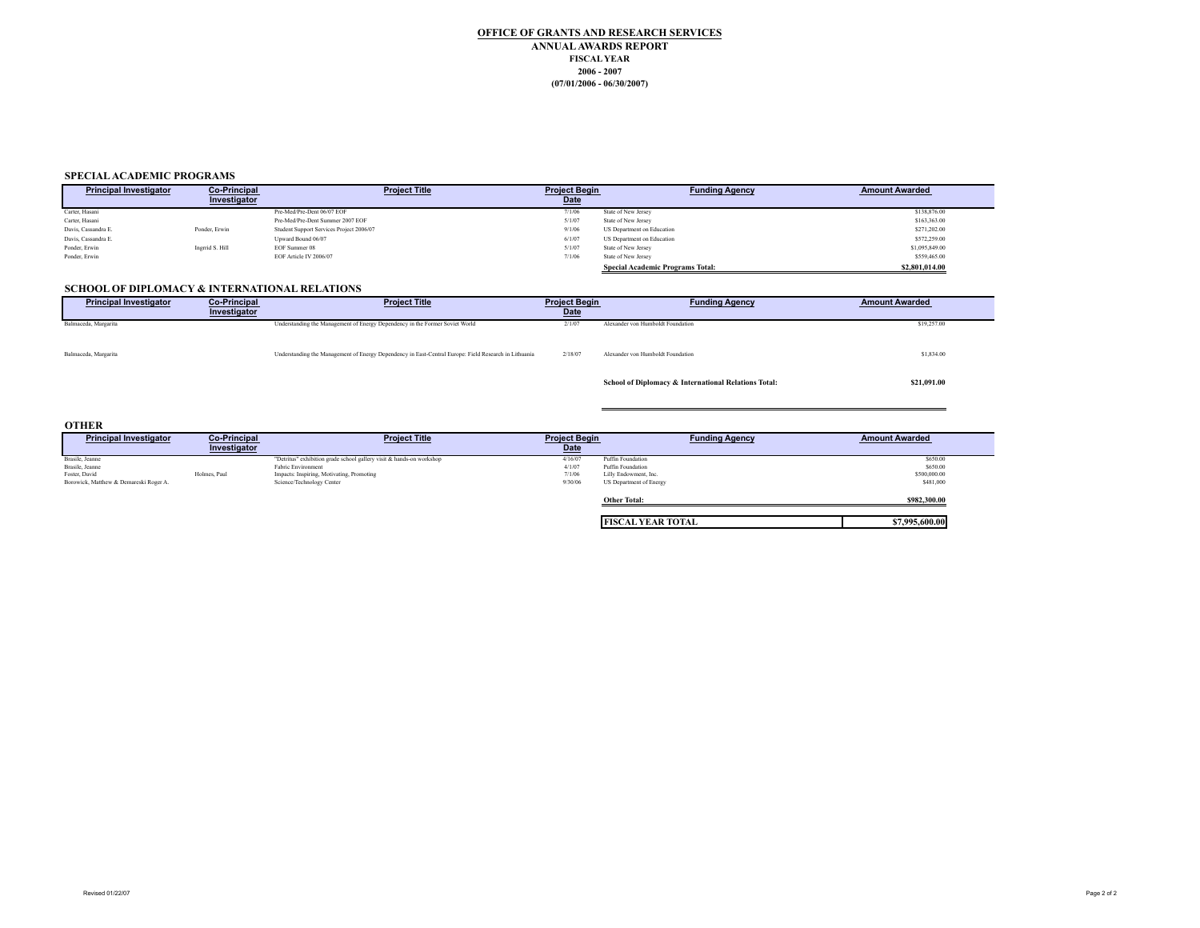**OFFICE OF GRANTS AND RESEARCH SERVICES**
**ANNUAL AWARDS REPORT**
**FISCAL YEAR**
**2006 - 2007**
**(07/01/2006 - 06/30/2007)**

## SPECIAL ACADEMIC PROGRAMS

| Principal Investigator | Co-Principal Investigator | Project Title | Project Begin Date | Funding Agency | Amount Awarded |
|---|---|---|---|---|---|
| Carter, Hasani | | Pre-Med/Pre-Dent 06/07 EOF | 7/1/06 | State of New Jersey | $138,876.00 |
| Carter, Hasani | | Pre-Med/Pre-Dent Summer 2007 EOF | 5/1/07 | State of New Jersey | $163,363.00 |
| Davis, Cassandra E. | Ponder, Erwin | Student Support Services Project 2006/07 | 9/1/06 | US Department on Education | $271,202.00 |
| Davis, Cassandra E. | | Upward Bound 06/07 | 6/1/07 | US Department on Education | $572,259.00 |
| Ponder, Erwin | Ingrid S. Hill | EOF Summer 08 | 5/1/07 | State of New Jersey | $1,095,849.00 |
| Ponder, Erwin | | EOF Article IV 2006/07 | 7/1/06 | State of New Jersey | $559,465.00 |
| | | | | **Special Academic Programs Total:** | **$2,801,014.00** |

## SCHOOL OF DIPLOMACY & INTERNATIONAL RELATIONS

| Principal Investigator | Co-Principal Investigator | Project Title | Project Begin Date | Funding Agency | Amount Awarded |
|---|---|---|---|---|---|
| Balmaceda, Margarita | | Understanding the Management of Energy Dependency in the Former Soviet World | 2/1/07 | Alexander von Humboldt Foundation | $19,257.00 |
| Balmaceda, Margarita | | Understanding the Management of Energy Dependency in East-Central Europe: Field Research in Lithuania | 2/18/07 | Alexander von Humboldt Foundation | $1,834.00 |
| | | | | **School of Diplomacy & International Relations Total:** | **$21,091.00** |

## OTHER

| Principal Investigator | Co-Principal Investigator | Project Title | Project Begin Date | Funding Agency | Amount Awarded |
|---|---|---|---|---|---|
| Brasile, Jeanne | | "Detritus" exhibition grade school gallery visit & hands-on workshop | 4/16/07 | Puffin Foundation | $650.00 |
| Brasile, Jeanne | | Fabric Environment | 4/1/07 | Puffin Foundation | $650.00 |
| Foster, David | Holmes, Paul | Impacts: Inspiring, Motivating, Promoting | 7/1/06 | Lilly Endowment, Inc. | $500,000.00 |
| Borowick, Matthew & Demareski Roger A. | | Science/Technology Center | 9/30/06 | US Department of Energy | $481,000 |
| | | | | **Other Total:** | **$982,300.00** |
| | | | | **FISCAL YEAR TOTAL** | **$7,995,600.00** |

Revised 01/22/07